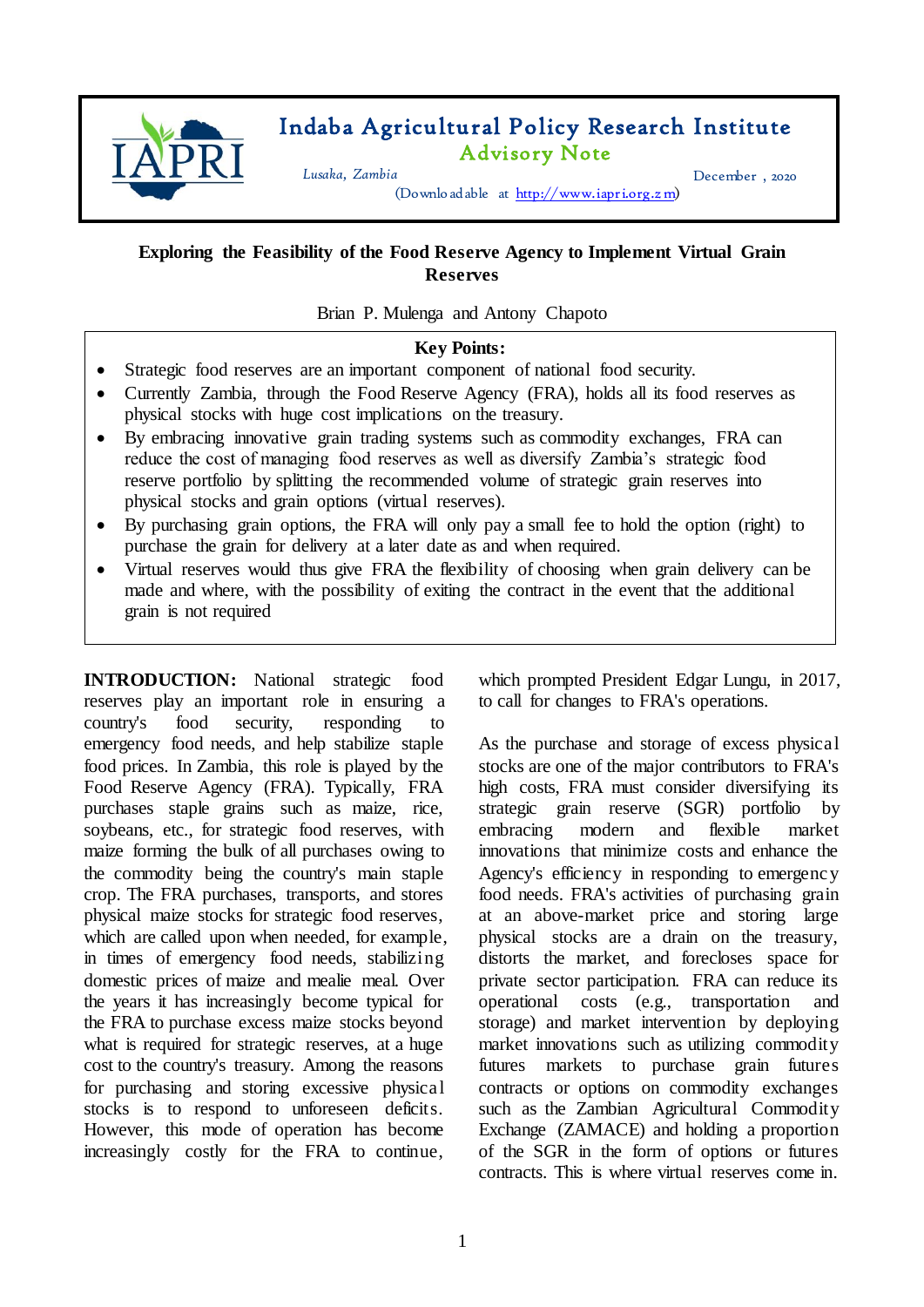**Indaba Agricultural Policy Research Institute**

**Advisory Note**

*Lusaka, Zambia* December , 2020

(Downloadable at http://www.iapri.org.zm)

# Exploring the Feasibility of the Food Reserve Agency to Implement Virtual Grain Reserves

Brian P. Mulenga and Antony Chapoto

**Key Points:**

- Strategic food reserves are an important component of national food security.
- Currently Zambia, through the Food Reserve Agency (FRA), holds all its food reserves as physical stocks with huge cost implications on the treasury.
- By embracing innovative grain trading systems such as commodity exchanges, FRA can reduce the cost of managing food reserves as well as diversify Zambia's strategic food reserve portfolio by splitting the recommended volume of strategic grain reserves into physical stocks and grain options (virtual reserves).
- By purchasing grain options, the FRA will only pay a small fee to hold the option (right) to purchase the grain for delivery at a later date as and when required.
- Virtual reserves would thus give FRA the flexibility of choosing when grain delivery can be made and where, with the possibility of exiting the contract in the event that the additional grain is not required

**INTRODUCTION:** National strategic food reserves play an important role in ensuring a country's food security, responding to emergency food needs, and help stabilize staple food prices. In Zambia, this role is played by the Food Reserve Agency (FRA). Typically, FRA purchases staple grains such as maize, rice, soybeans, etc., for strategic food reserves, with maize forming the bulk of all purchases owing to the commodity being the country's main staple crop. The FRA purchases, transports, and stores physical maize stocks for strategic food reserves, which are called upon when needed, for example, in times of emergency food needs, stabilizing domestic prices of maize and mealie meal. Over the years it has increasingly become typical for the FRA to purchase excess maize stocks beyond what is required for strategic reserves, at a huge cost to the country's treasury. Among the reasons for purchasing and storing excessive physical stocks is to respond to unforeseen deficits. However, this mode of operation has become increasingly costly for the FRA to continue, which prompted President Edgar Lungu, in 2017, to call for changes to FRA's operations.

As the purchase and storage of excess physical stocks are one of the major contributors to FRA's high costs, FRA must consider diversifying its strategic grain reserve (SGR) portfolio by embracing modern and flexible market innovations that minimize costs and enhance the Agency's efficiency in responding to emergency food needs. FRA's activities of purchasing grain at an above-market price and storing large physical stocks are a drain on the treasury, distorts the market, and forecloses space for private sector participation. FRA can reduce its operational costs (e.g., transportation and storage) and market intervention by deploying market innovations such as utilizing commodity futures markets to purchase grain futures contracts or options on commodity exchanges such as the Zambian Agricultural Commodity Exchange (ZAMACE) and holding a proportion of the SGR in the form of options or futures contracts. This is where virtual reserves come in.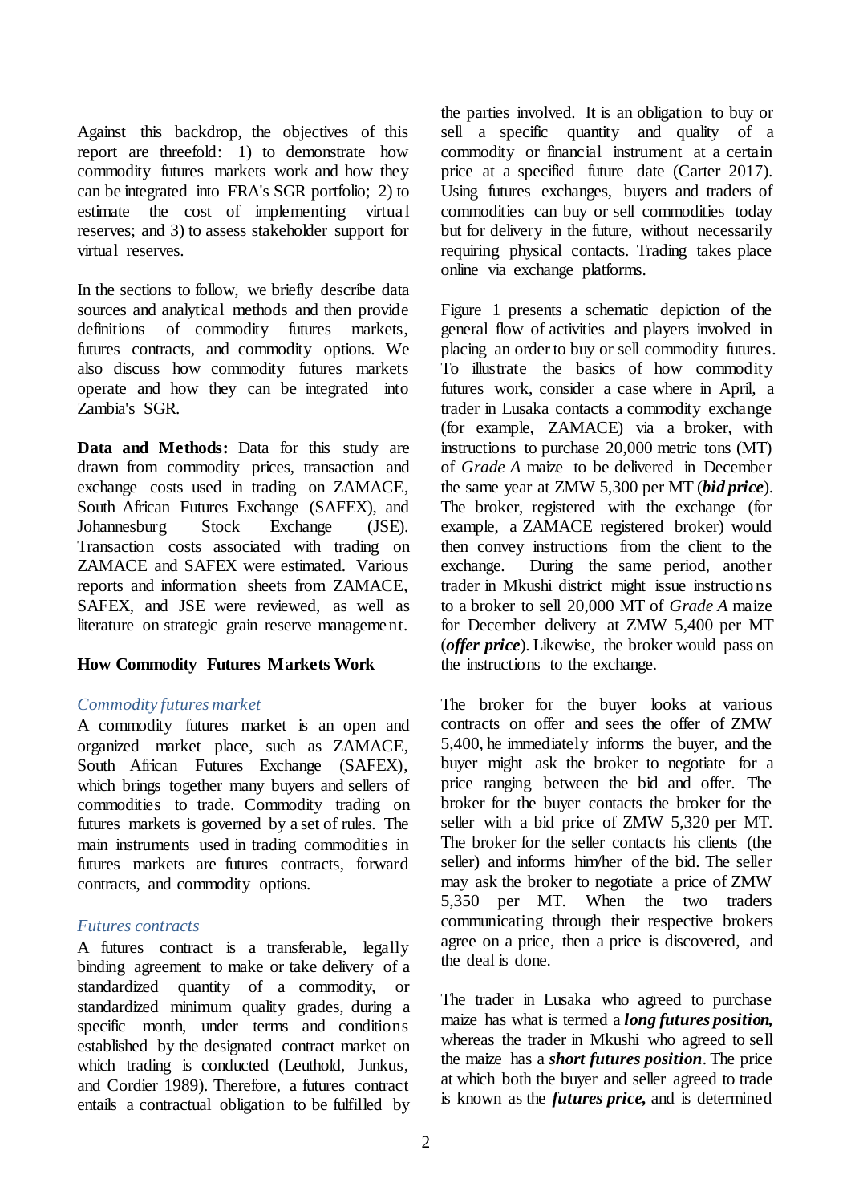Against this backdrop, the objectives of this report are threefold: 1) to demonstrate how commodity futures markets work and how they can be integrated into FRA's SGR portfolio; 2) to estimate the cost of implementing virtual reserves; and 3) to assess stakeholder support for virtual reserves.

In the sections to follow, we briefly describe data sources and analytical methods and then provide definitions of commodity futures markets, futures contracts, and commodity options. We also discuss how commodity futures markets operate and how they can be integrated into Zambia's SGR.

**Data and Methods:** Data for this study are drawn from commodity prices, transaction and exchange costs used in trading on ZAMACE, South African Futures Exchange (SAFEX), and Johannesburg Stock Exchange (JSE). Transaction costs associated with trading on ZAMACE and SAFEX were estimated. Various reports and information sheets from ZAMACE, SAFEX, and JSE were reviewed, as well as literature on strategic grain reserve management.

## How Commodity Futures Markets Work

### *Commodity futures market*

A commodity futures market is an open and organized market place, such as ZAMACE, South African Futures Exchange (SAFEX), which brings together many buyers and sellers of commodities to trade. Commodity trading on futures markets is governed by a set of rules. The main instruments used in trading commodities in futures markets are futures contracts, forward contracts, and commodity options.

### *Futures contracts*

A futures contract is a transferable, legally binding agreement to make or take delivery of a standardized quantity of a commodity, or standardized minimum quality grades, during a specific month, under terms and conditions established by the designated contract market on which trading is conducted (Leuthold, Junkus, and Cordier 1989). Therefore, a futures contract entails a contractual obligation to be fulfilled by the parties involved. It is an obligation to buy or sell a specific quantity and quality of a commodity or financial instrument at a certain price at a specified future date (Carter 2017). Using futures exchanges, buyers and traders of commodities can buy or sell commodities today but for delivery in the future, without necessarily requiring physical contacts. Trading takes place online via exchange platforms.

Figure 1 presents a schematic depiction of the general flow of activities and players involved in placing an order to buy or sell commodity futures. To illustrate the basics of how commodity futures work, consider a case where in April, a trader in Lusaka contacts a commodity exchange (for example, ZAMACE) via a broker, with instructions to purchase 20,000 metric tons (MT) of *Grade A* maize to be delivered in December the same year at ZMW 5,300 per MT (***bid price***). The broker, registered with the exchange (for example, a ZAMACE registered broker) would then convey instructions from the client to the exchange. During the same period, another trader in Mkushi district might issue instructions to a broker to sell 20,000 MT of *Grade A* maize for December delivery at ZMW 5,400 per MT (***offer price***). Likewise, the broker would pass on the instructions to the exchange.

The broker for the buyer looks at various contracts on offer and sees the offer of ZMW 5,400, he immediately informs the buyer, and the buyer might ask the broker to negotiate for a price ranging between the bid and offer. The broker for the buyer contacts the broker for the seller with a bid price of ZMW 5,320 per MT. The broker for the seller contacts his clients (the seller) and informs him/her of the bid. The seller may ask the broker to negotiate a price of ZMW 5,350 per MT. When the two traders communicating through their respective brokers agree on a price, then a price is discovered, and the deal is done.

The trader in Lusaka who agreed to purchase maize has what is termed a ***long futures position,*** whereas the trader in Mkushi who agreed to sell the maize has a ***short futures position***. The price at which both the buyer and seller agreed to trade is known as the ***futures price,*** and is determined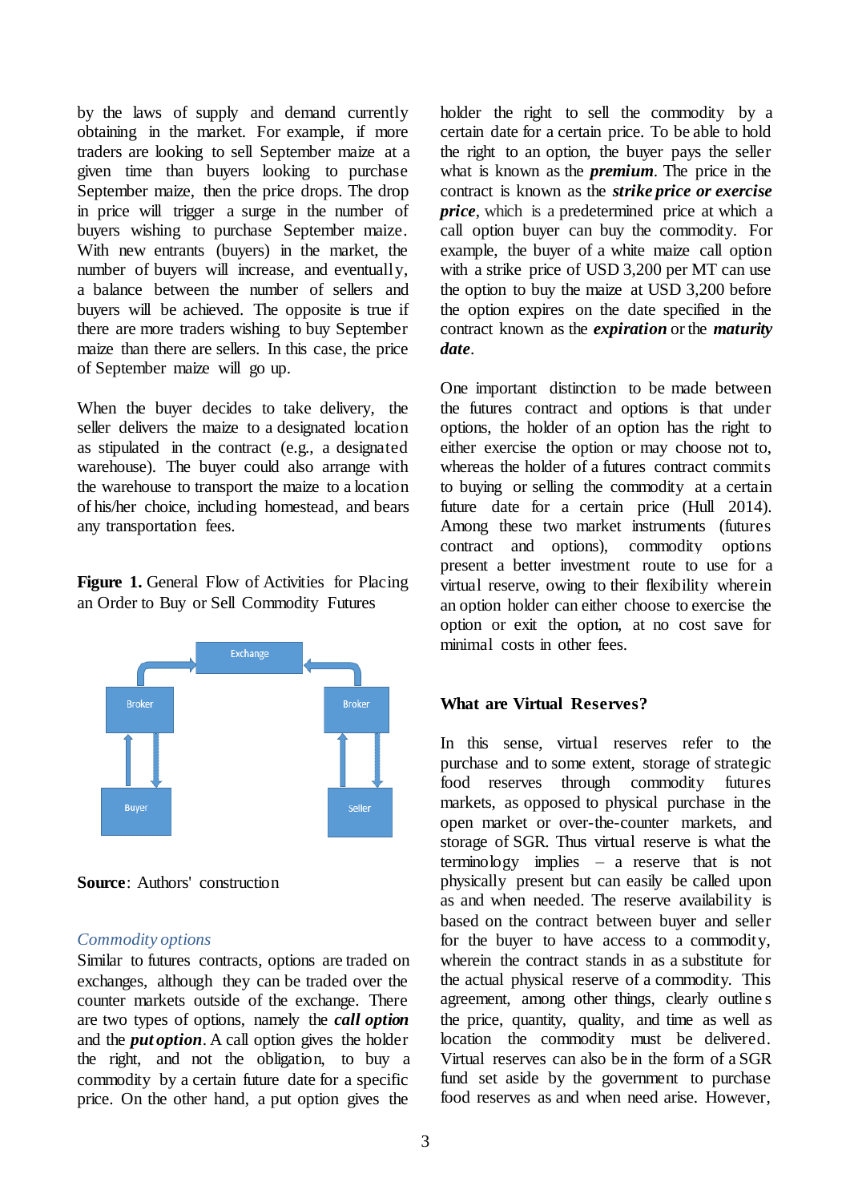by the laws of supply and demand currently obtaining in the market. For example, if more traders are looking to sell September maize at a given time than buyers looking to purchase September maize, then the price drops. The drop in price will trigger a surge in the number of buyers wishing to purchase September maize. With new entrants (buyers) in the market, the number of buyers will increase, and eventually, a balance between the number of sellers and buyers will be achieved. The opposite is true if there are more traders wishing to buy September maize than there are sellers. In this case, the price of September maize will go up.

When the buyer decides to take delivery, the seller delivers the maize to a designated location as stipulated in the contract (e.g., a designated warehouse). The buyer could also arrange with the warehouse to transport the maize to a location of his/her choice, including homestead, and bears any transportation fees.

**Figure 1.** General Flow of Activities for Placing an Order to Buy or Sell Commodity Futures

**Source**: Authors' construction

*Commodity options*

Similar to futures contracts, options are traded on exchanges, although they can be traded over the counter markets outside of the exchange. There are two types of options, namely the ***call option*** and the ***put option***. A call option gives the holder the right, and not the obligation, to buy a commodity by a certain future date for a specific price. On the other hand, a put option gives the holder the right to sell the commodity by a certain date for a certain price. To be able to hold the right to an option, the buyer pays the seller what is known as the ***premium***. The price in the contract is known as the ***strike price or exercise price***, which is a predetermined price at which a call option buyer can buy the commodity. For example, the buyer of a white maize call option with a strike price of USD 3,200 per MT can use the option to buy the maize at USD 3,200 before the option expires on the date specified in the contract known as the ***expiration*** or the ***maturity date***.

One important distinction to be made between the futures contract and options is that under options, the holder of an option has the right to either exercise the option or may choose not to, whereas the holder of a futures contract commits to buying or selling the commodity at a certain future date for a certain price (Hull 2014). Among these two market instruments (futures contract and options), commodity options present a better investment route to use for a virtual reserve, owing to their flexibility wherein an option holder can either choose to exercise the option or exit the option, at no cost save for minimal costs in other fees.

### What are Virtual Reserves?

In this sense, virtual reserves refer to the purchase and to some extent, storage of strategic food reserves through commodity futures markets, as opposed to physical purchase in the open market or over-the-counter markets, and storage of SGR. Thus virtual reserve is what the terminology implies – a reserve that is not physically present but can easily be called upon as and when needed. The reserve availability is based on the contract between buyer and seller for the buyer to have access to a commodity, wherein the contract stands in as a substitute for the actual physical reserve of a commodity. This agreement, among other things, clearly outlines the price, quantity, quality, and time as well as location the commodity must be delivered. Virtual reserves can also be in the form of a SGR fund set aside by the government to purchase food reserves as and when need arise. However,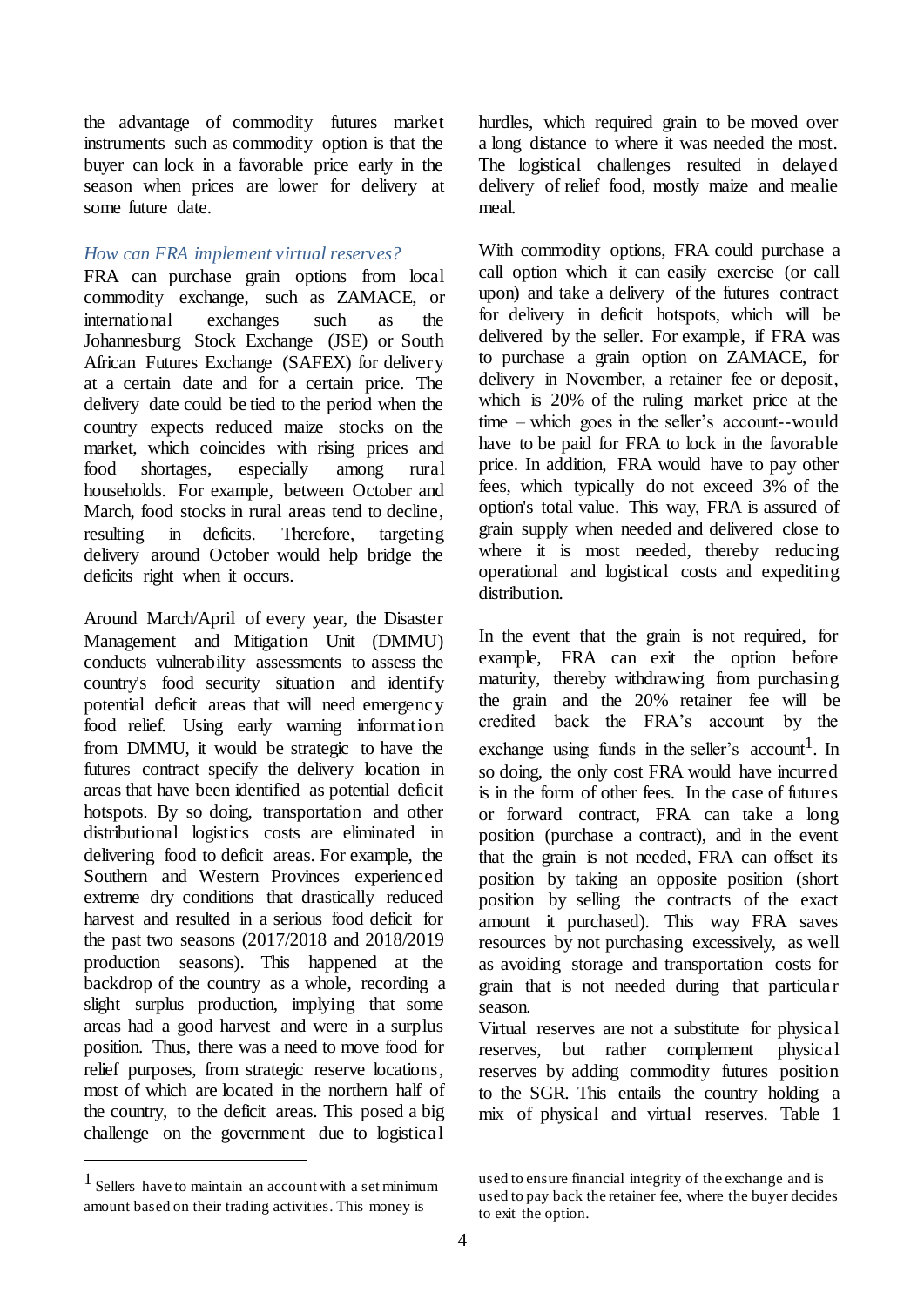the advantage of commodity futures market instruments such as commodity option is that the buyer can lock in a favorable price early in the season when prices are lower for delivery at some future date.

*How can FRA implement virtual reserves?*

FRA can purchase grain options from local commodity exchange, such as ZAMACE, or international exchanges such as the Johannesburg Stock Exchange (JSE) or South African Futures Exchange (SAFEX) for delivery at a certain date and for a certain price. The delivery date could be tied to the period when the country expects reduced maize stocks on the market, which coincides with rising prices and food shortages, especially among rural households. For example, between October and March, food stocks in rural areas tend to decline, resulting in deficits. Therefore, targeting delivery around October would help bridge the deficits right when it occurs.

Around March/April of every year, the Disaster Management and Mitigation Unit (DMMU) conducts vulnerability assessments to assess the country's food security situation and identify potential deficit areas that will need emergency food relief. Using early warning information from DMMU, it would be strategic to have the futures contract specify the delivery location in areas that have been identified as potential deficit hotspots. By so doing, transportation and other distributional logistics costs are eliminated in delivering food to deficit areas. For example, the Southern and Western Provinces experienced extreme dry conditions that drastically reduced harvest and resulted in a serious food deficit for the past two seasons (2017/2018 and 2018/2019 production seasons). This happened at the backdrop of the country as a whole, recording a slight surplus production, implying that some areas had a good harvest and were in a surplus position. Thus, there was a need to move food for relief purposes, from strategic reserve locations, most of which are located in the northern half of the country, to the deficit areas. This posed a big challenge on the government due to logistical hurdles, which required grain to be moved over a long distance to where it was needed the most. The logistical challenges resulted in delayed delivery of relief food, mostly maize and mealie meal.

With commodity options, FRA could purchase a call option which it can easily exercise (or call upon) and take a delivery of the futures contract for delivery in deficit hotspots, which will be delivered by the seller. For example, if FRA was to purchase a grain option on ZAMACE, for delivery in November, a retainer fee or deposit, which is 20% of the ruling market price at the time – which goes in the seller's account--would have to be paid for FRA to lock in the favorable price. In addition, FRA would have to pay other fees, which typically do not exceed 3% of the option's total value. This way, FRA is assured of grain supply when needed and delivered close to where it is most needed, thereby reducing operational and logistical costs and expediting distribution.

In the event that the grain is not required, for example, FRA can exit the option before maturity, thereby withdrawing from purchasing the grain and the 20% retainer fee will be credited back the FRA's account by the exchange using funds in the seller's account[1]. In so doing, the only cost FRA would have incurred is in the form of other fees. In the case of futures or forward contract, FRA can take a long position (purchase a contract), and in the event that the grain is not needed, FRA can offset its position by taking an opposite position (short position by selling the contracts of the exact amount it purchased). This way FRA saves resources by not purchasing excessively, as well as avoiding storage and transportation costs for grain that is not needed during that particular season.

Virtual reserves are not a substitute for physical reserves, but rather complement physical reserves by adding commodity futures position to the SGR. This entails the country holding a mix of physical and virtual reserves. Table 1

---

[1] Sellers have to maintain an account with a set minimum amount based on their trading activities. This money is used to ensure financial integrity of the exchange and is used to pay back the retainer fee, where the buyer decides to exit the option.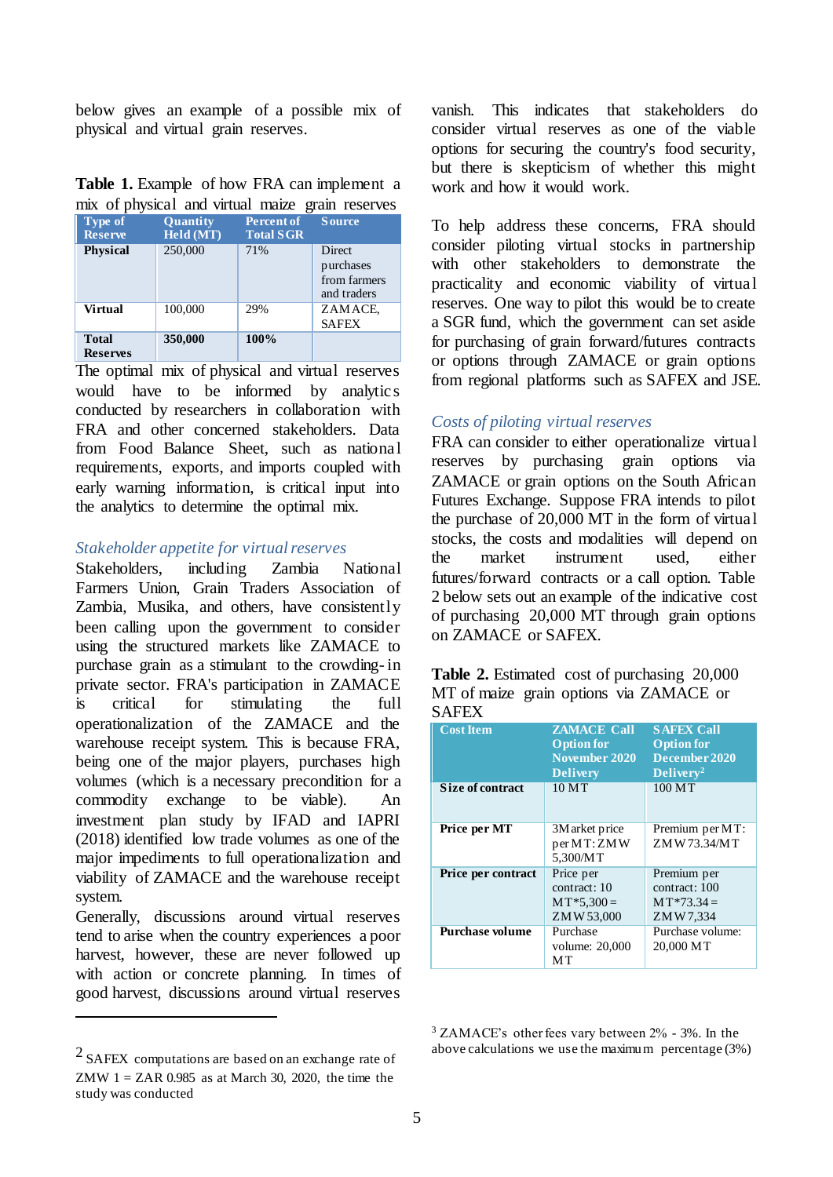below gives an example of a possible mix of physical and virtual grain reserves.

**Table 1.** Example of how FRA can implement a mix of physical and virtual maize grain reserves

| Type of Reserve | Quantity Held (MT) | Percent of Total SGR | Source |
|---|---|---|---|
| **Physical** | 250,000 | 71% | Direct purchases from farmers and traders |
| **Virtual** | 100,000 | 29% | ZAMACE, SAFEX |
| **Total Reserves** | **350,000** | **100%** | |

The optimal mix of physical and virtual reserves would have to be informed by analytics conducted by researchers in collaboration with FRA and other concerned stakeholders. Data from Food Balance Sheet, such as national requirements, exports, and imports coupled with early warning information, is critical input into the analytics to determine the optimal mix.

### *Stakeholder appetite for virtual reserves*

Stakeholders, including Zambia National Farmers Union, Grain Traders Association of Zambia, Musika, and others, have consistently been calling upon the government to consider using the structured markets like ZAMACE to purchase grain as a stimulant to the crowding-in private sector. FRA's participation in ZAMACE is critical for stimulating the full operationalization of the ZAMACE and the warehouse receipt system. This is because FRA, being one of the major players, purchases high volumes (which is a necessary precondition for a commodity exchange to be viable). An investment plan study by IFAD and IAPRI (2018) identified low trade volumes as one of the major impediments to full operationalization and viability of ZAMACE and the warehouse receipt system.

Generally, discussions around virtual reserves tend to arise when the country experiences a poor harvest, however, these are never followed up with action or concrete planning. In times of good harvest, discussions around virtual reserves vanish. This indicates that stakeholders do consider virtual reserves as one of the viable options for securing the country's food security, but there is skepticism of whether this might work and how it would work.

To help address these concerns, FRA should consider piloting virtual stocks in partnership with other stakeholders to demonstrate the practicality and economic viability of virtual reserves. One way to pilot this would be to create a SGR fund, which the government can set aside for purchasing of grain forward/futures contracts or options through ZAMACE or grain options from regional platforms such as SAFEX and JSE.

### *Costs of piloting virtual reserves*

FRA can consider to either operationalize virtual reserves by purchasing grain options via ZAMACE or grain options on the South African Futures Exchange. Suppose FRA intends to pilot the purchase of 20,000 MT in the form of virtual stocks, the costs and modalities will depend on the market instrument used, either futures/forward contracts or a call option. Table 2 below sets out an example of the indicative cost of purchasing 20,000 MT through grain options on ZAMACE or SAFEX.

**Table 2.** Estimated cost of purchasing 20,000 MT of maize grain options via ZAMACE or SAFEX

| Cost Item | ZAMACE Call Option for November 2020 Delivery | SAFEX Call Option for December 2020 Delivery[2] |
|---|---|---|
| **Size of contract** | 10 MT | 100 MT |
| **Price per MT** | [3]Market price per MT: ZMW 5,300/MT | Premium per MT: ZMW73.34/MT |
| **Price per contract** | Price per contract: 10 MT*5,300 = ZMW53,000 | Premium per contract: 100 MT*73.34 = ZMW7,334 |
| **Purchase volume** | Purchase volume: 20,000 MT | Purchase volume: 20,000 MT |

[2] SAFEX computations are based on an exchange rate of ZMW 1 = ZAR 0.985 as at March 30, 2020, the time the study was conducted

[3] ZAMACE's other fees vary between 2% - 3%. In the above calculations we use the maximum percentage (3%)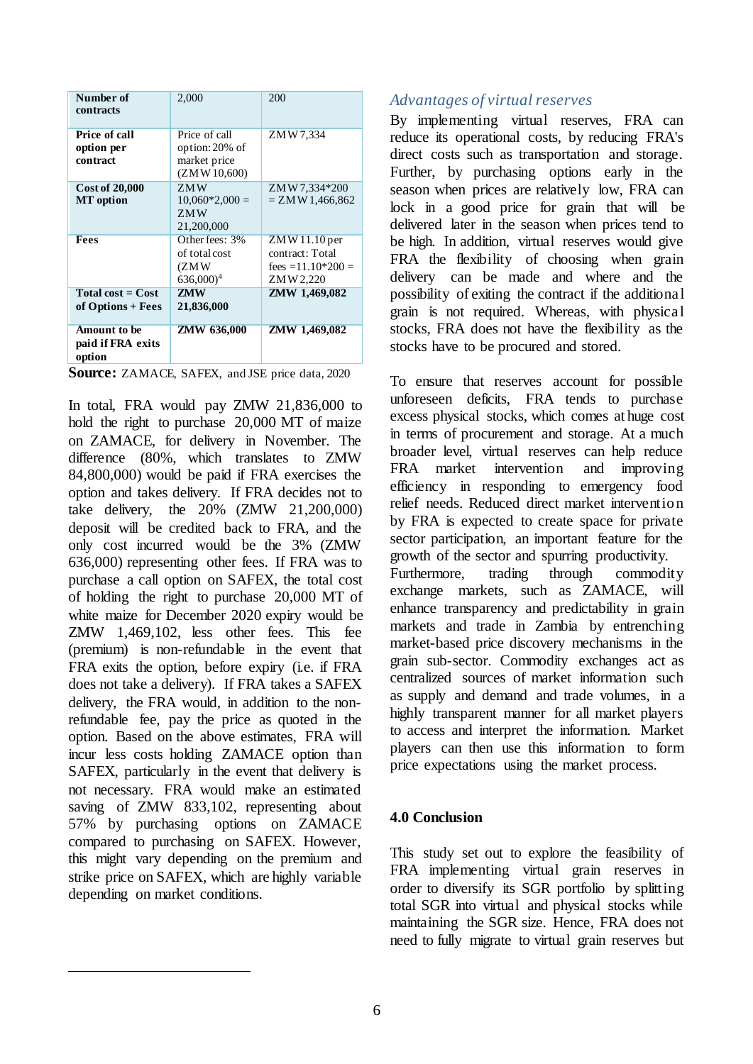| Number of contracts | 2,000 | 200 |
|---|---|---|
| **Price of call option per contract** | Price of call option: 20% of market price (ZMW 10,600) | ZMW 7,334 |
| **Cost of 20,000 MT option** | ZMW 10,060*2,000 = ZMW 21,200,000 | ZMW 7,334*200 = ZMW 1,466,862 |
| **Fees** | Other fees: 3% of total cost (ZMW 636,000)[4] | ZMW 11.10 per contract: Total fees =11.10*200 = ZMW 2,220 |
| **Total cost = Cost of Options + Fees** | **ZMW 21,836,000** | **ZMW 1,469,082** |
| **Amount to be paid if FRA exits option** | **ZMW 636,000** | **ZMW 1,469,082** |

**Source:** ZAMACE, SAFEX, and JSE price data, 2020

In total, FRA would pay ZMW 21,836,000 to hold the right to purchase 20,000 MT of maize on ZAMACE, for delivery in November. The difference (80%, which translates to ZMW 84,800,000) would be paid if FRA exercises the option and takes delivery. If FRA decides not to take delivery, the 20% (ZMW 21,200,000) deposit will be credited back to FRA, and the only cost incurred would be the 3% (ZMW 636,000) representing other fees. If FRA was to purchase a call option on SAFEX, the total cost of holding the right to purchase 20,000 MT of white maize for December 2020 expiry would be ZMW 1,469,102, less other fees. This fee (premium) is non-refundable in the event that FRA exits the option, before expiry (i.e. if FRA does not take a delivery). If FRA takes a SAFEX delivery, the FRA would, in addition to the non-refundable fee, pay the price as quoted in the option. Based on the above estimates, FRA will incur less costs holding ZAMACE option than SAFEX, particularly in the event that delivery is not necessary. FRA would make an estimated saving of ZMW 833,102, representing about 57% by purchasing options on ZAMACE compared to purchasing on SAFEX. However, this might vary depending on the premium and strike price on SAFEX, which are highly variable depending on market conditions.

### *Advantages of virtual reserves*

By implementing virtual reserves, FRA can reduce its operational costs, by reducing FRA's direct costs such as transportation and storage. Further, by purchasing options early in the season when prices are relatively low, FRA can lock in a good price for grain that will be delivered later in the season when prices tend to be high. In addition, virtual reserves would give FRA the flexibility of choosing when grain delivery can be made and where and the possibility of exiting the contract if the additional grain is not required. Whereas, with physical stocks, FRA does not have the flexibility as the stocks have to be procured and stored.

To ensure that reserves account for possible unforeseen deficits, FRA tends to purchase excess physical stocks, which comes at huge cost in terms of procurement and storage. At a much broader level, virtual reserves can help reduce FRA market intervention and improving efficiency in responding to emergency food relief needs. Reduced direct market intervention by FRA is expected to create space for private sector participation, an important feature for the growth of the sector and spurring productivity. Furthermore, trading through commodity exchange markets, such as ZAMACE, will enhance transparency and predictability in grain markets and trade in Zambia by entrenching market-based price discovery mechanisms in the grain sub-sector. Commodity exchanges act as centralized sources of market information such as supply and demand and trade volumes, in a highly transparent manner for all market players to access and interpret the information. Market players can then use this information to form price expectations using the market process.

## 4.0 Conclusion

This study set out to explore the feasibility of FRA implementing virtual grain reserves in order to diversify its SGR portfolio by splitting total SGR into virtual and physical stocks while maintaining the SGR size. Hence, FRA does not need to fully migrate to virtual grain reserves but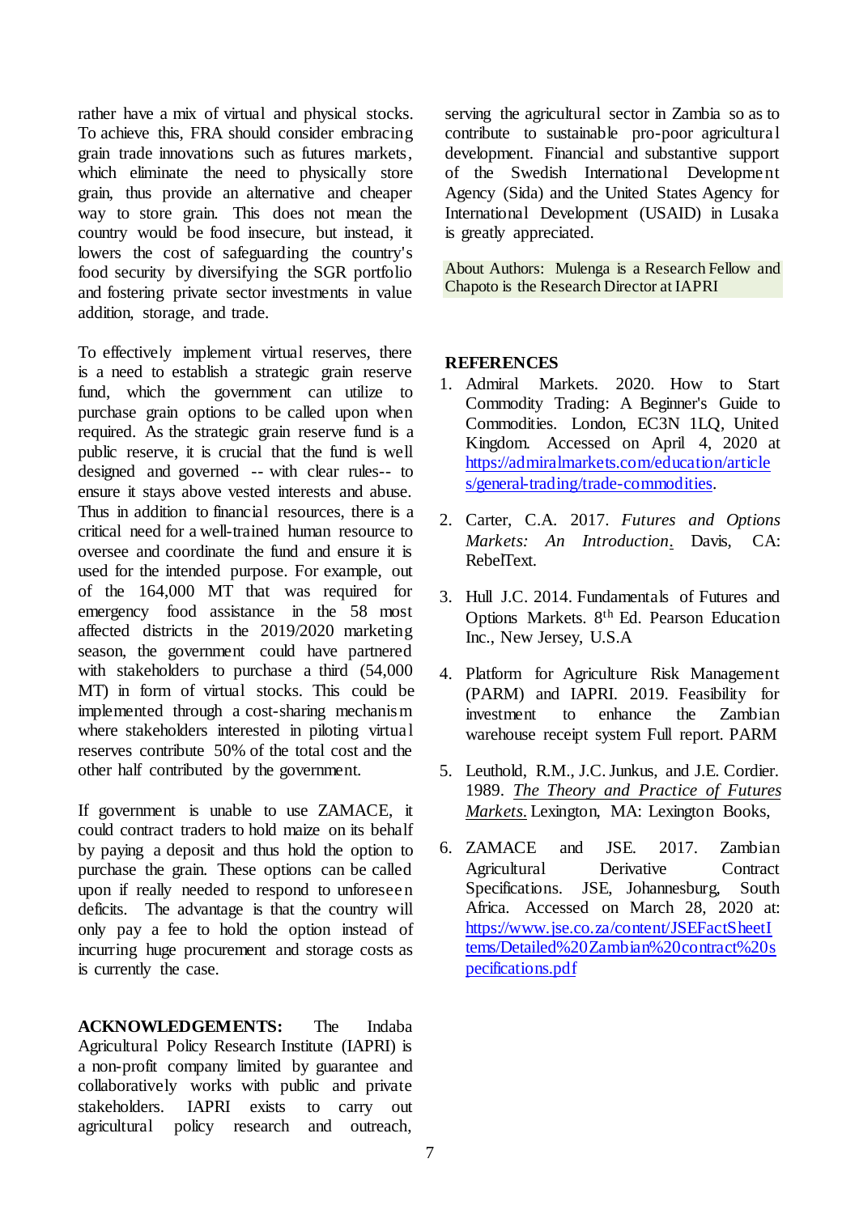rather have a mix of virtual and physical stocks. To achieve this, FRA should consider embracing grain trade innovations such as futures markets, which eliminate the need to physically store grain, thus provide an alternative and cheaper way to store grain. This does not mean the country would be food insecure, but instead, it lowers the cost of safeguarding the country's food security by diversifying the SGR portfolio and fostering private sector investments in value addition, storage, and trade.

To effectively implement virtual reserves, there is a need to establish a strategic grain reserve fund, which the government can utilize to purchase grain options to be called upon when required. As the strategic grain reserve fund is a public reserve, it is crucial that the fund is well designed and governed -- with clear rules-- to ensure it stays above vested interests and abuse. Thus in addition to financial resources, there is a critical need for a well-trained human resource to oversee and coordinate the fund and ensure it is used for the intended purpose. For example, out of the 164,000 MT that was required for emergency food assistance in the 58 most affected districts in the 2019/2020 marketing season, the government could have partnered with stakeholders to purchase a third (54,000 MT) in form of virtual stocks. This could be implemented through a cost-sharing mechanism where stakeholders interested in piloting virtual reserves contribute 50% of the total cost and the other half contributed by the government.

If government is unable to use ZAMACE, it could contract traders to hold maize on its behalf by paying a deposit and thus hold the option to purchase the grain. These options can be called upon if really needed to respond to unforeseen deficits. The advantage is that the country will only pay a fee to hold the option instead of incurring huge procurement and storage costs as is currently the case.

**ACKNOWLEDGEMENTS:** The Indaba Agricultural Policy Research Institute (IAPRI) is a non-profit company limited by guarantee and collaboratively works with public and private stakeholders. IAPRI exists to carry out agricultural policy research and outreach, serving the agricultural sector in Zambia so as to contribute to sustainable pro-poor agricultural development. Financial and substantive support of the Swedish International Development Agency (Sida) and the United States Agency for International Development (USAID) in Lusaka is greatly appreciated.

About Authors: Mulenga is a Research Fellow and Chapoto is the Research Director at IAPRI

## REFERENCES

1. Admiral Markets. 2020. How to Start Commodity Trading: A Beginner's Guide to Commodities. London, EC3N 1LQ, United Kingdom. Accessed on April 4, 2020 at https://admiralmarkets.com/education/articles/general-trading/trade-commodities.

2. Carter, C.A. 2017. *Futures and Options Markets: An Introduction*. Davis, CA: RebelText.

3. Hull J.C. 2014. Fundamentals of Futures and Options Markets. 8th Ed. Pearson Education Inc., New Jersey, U.S.A

4. Platform for Agriculture Risk Management (PARM) and IAPRI. 2019. Feasibility for investment to enhance the Zambian warehouse receipt system Full report. PARM

5. Leuthold, R.M., J.C. Junkus, and J.E. Cordier. 1989. *The Theory and Practice of Futures Markets.* Lexington, MA: Lexington Books,

6. ZAMACE and JSE. 2017. Zambian Agricultural Derivative Contract Specifications. JSE, Johannesburg, South Africa. Accessed on March 28, 2020 at: https://www.jse.co.za/content/JSEFactSheetItems/Detailed%20Zambian%20contract%20specifications.pdf